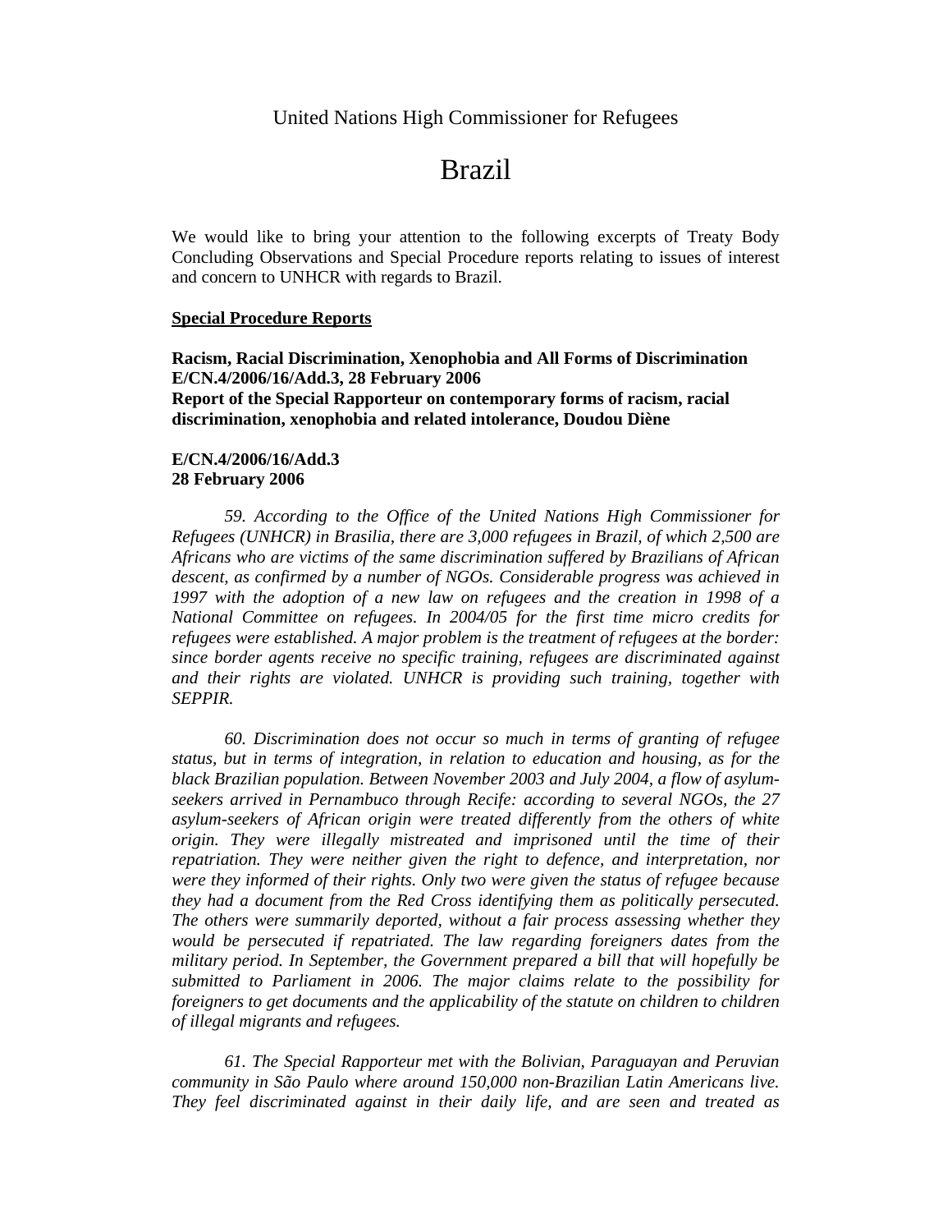United Nations High Commissioner for Refugees

# Brazil

We would like to bring your attention to the following excerpts of Treaty Body Concluding Observations and Special Procedure reports relating to issues of interest and concern to UNHCR with regards to Brazil.

**<u>Special Procedure Reports</u>**

**Racism, Racial Discrimination, Xenophobia and All Forms of Discrimination**
**E/CN.4/2006/16/Add.3, 28 February 2006**
**Report of the Special Rapporteur on contemporary forms of racism, racial discrimination, xenophobia and related intolerance, Doudou Diène**

**E/CN.4/2006/16/Add.3**
**28 February 2006**

*59. According to the Office of the United Nations High Commissioner for Refugees (UNHCR) in Brasilia, there are 3,000 refugees in Brazil, of which 2,500 are Africans who are victims of the same discrimination suffered by Brazilians of African descent, as confirmed by a number of NGOs. Considerable progress was achieved in 1997 with the adoption of a new law on refugees and the creation in 1998 of a National Committee on refugees. In 2004/05 for the first time micro credits for refugees were established. A major problem is the treatment of refugees at the border: since border agents receive no specific training, refugees are discriminated against and their rights are violated. UNHCR is providing such training, together with SEPPIR.*

*60. Discrimination does not occur so much in terms of granting of refugee status, but in terms of integration, in relation to education and housing, as for the black Brazilian population. Between November 2003 and July 2004, a flow of asylum-seekers arrived in Pernambuco through Recife: according to several NGOs, the 27 asylum-seekers of African origin were treated differently from the others of white origin. They were illegally mistreated and imprisoned until the time of their repatriation. They were neither given the right to defence, and interpretation, nor were they informed of their rights. Only two were given the status of refugee because they had a document from the Red Cross identifying them as politically persecuted. The others were summarily deported, without a fair process assessing whether they would be persecuted if repatriated. The law regarding foreigners dates from the military period. In September, the Government prepared a bill that will hopefully be submitted to Parliament in 2006. The major claims relate to the possibility for foreigners to get documents and the applicability of the statute on children to children of illegal migrants and refugees.*

*61. The Special Rapporteur met with the Bolivian, Paraguayan and Peruvian community in São Paulo where around 150,000 non-Brazilian Latin Americans live. They feel discriminated against in their daily life, and are seen and treated as*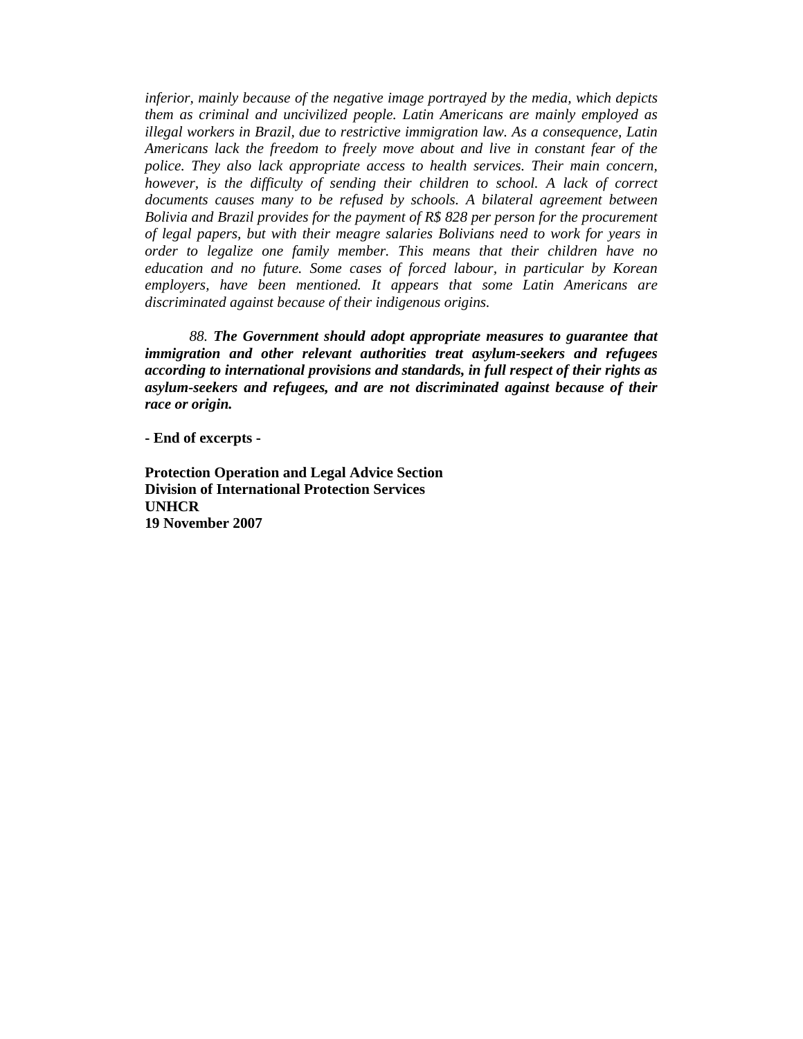*inferior, mainly because of the negative image portrayed by the media, which depicts them as criminal and uncivilized people. Latin Americans are mainly employed as illegal workers in Brazil, due to restrictive immigration law. As a consequence, Latin Americans lack the freedom to freely move about and live in constant fear of the police. They also lack appropriate access to health services. Their main concern, however, is the difficulty of sending their children to school. A lack of correct documents causes many to be refused by schools. A bilateral agreement between Bolivia and Brazil provides for the payment of R$ 828 per person for the procurement of legal papers, but with their meagre salaries Bolivians need to work for years in order to legalize one family member. This means that their children have no education and no future. Some cases of forced labour, in particular by Korean employers, have been mentioned. It appears that some Latin Americans are discriminated against because of their indigenous origins.*

*88.* ***The Government should adopt appropriate measures to guarantee that immigration and other relevant authorities treat asylum-seekers and refugees according to international provisions and standards, in full respect of their rights as asylum-seekers and refugees, and are not discriminated against because of their race or origin.***

**- End of excerpts -**

**Protection Operation and Legal Advice Section**
**Division of International Protection Services**
**UNHCR**
**19 November 2007**